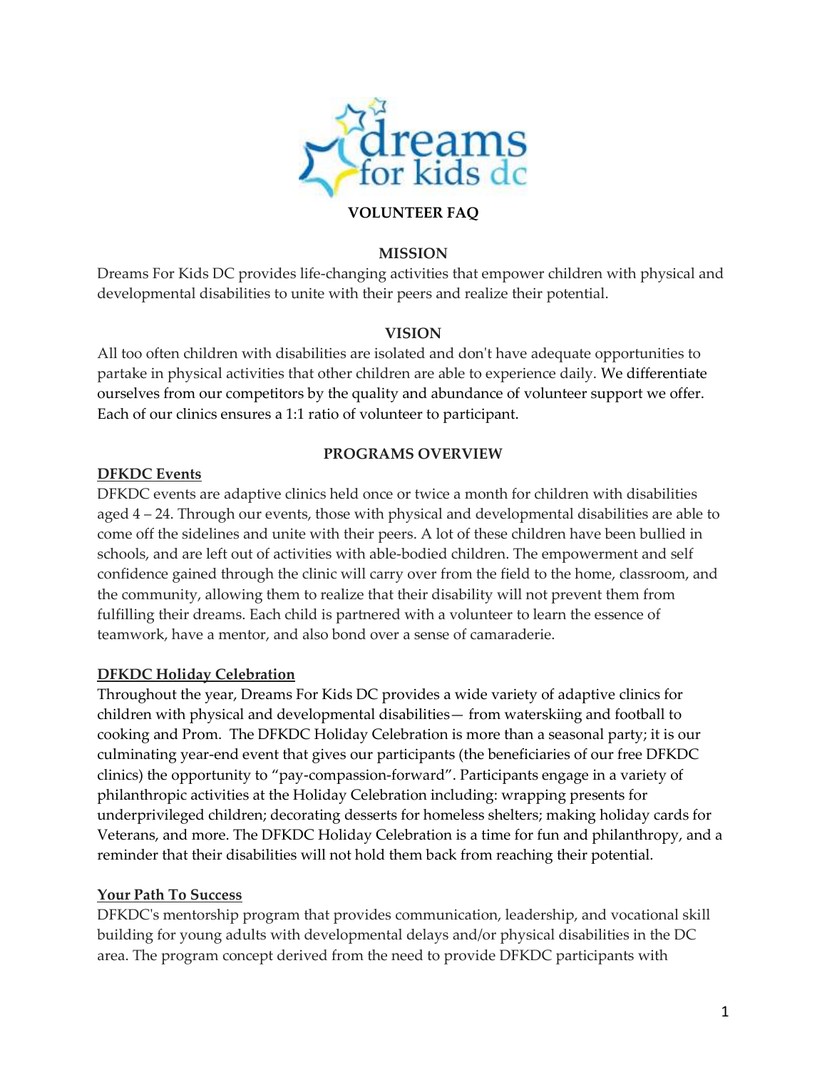# VOLUNTEER FAQ

## MISSION

Dreams For Kids DC provides life-changing activities that empower children with physical and developmental disabilities to unite with their peers and realize their potential.

## VISION

All too often children with disabilities are isolated and don't have adequate opportunities to partake in physical activities that other children are able to experience daily. We differentiate ourselves from our competitors by the quality and abundance of volunteer support we offer. Each of our clinics ensures a 1:1 ratio of volunteer to participant.

## PROGRAMS OVERVIEW

### DFKDC Events

DFKDC events are adaptive clinics held once or twice a month for children with disabilities aged 4 – 24. Through our events, those with physical and developmental disabilities are able to come off the sidelines and unite with their peers. A lot of these children have been bullied in schools, and are left out of activities with able-bodied children. The empowerment and self confidence gained through the clinic will carry over from the field to the home, classroom, and the community, allowing them to realize that their disability will not prevent them from fulfilling their dreams. Each child is partnered with a volunteer to learn the essence of teamwork, have a mentor, and also bond over a sense of camaraderie.

### DFKDC Holiday Celebration

Throughout the year, Dreams For Kids DC provides a wide variety of adaptive clinics for children with physical and developmental disabilities— from waterskiing and football to cooking and Prom. The DFKDC Holiday Celebration is more than a seasonal party; it is our culminating year-end event that gives our participants (the beneficiaries of our free DFKDC clinics) the opportunity to "pay-compassion-forward". Participants engage in a variety of philanthropic activities at the Holiday Celebration including: wrapping presents for underprivileged children; decorating desserts for homeless shelters; making holiday cards for Veterans, and more. The DFKDC Holiday Celebration is a time for fun and philanthropy, and a reminder that their disabilities will not hold them back from reaching their potential.

### Your Path To Success

DFKDC's mentorship program that provides communication, leadership, and vocational skill building for young adults with developmental delays and/or physical disabilities in the DC area. The program concept derived from the need to provide DFKDC participants with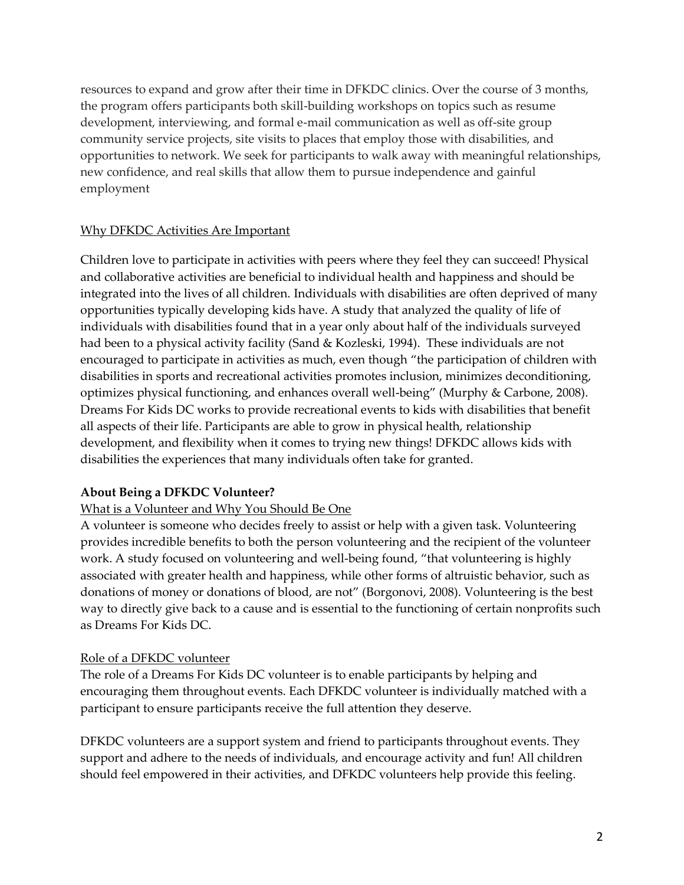resources to expand and grow after their time in DFKDC clinics. Over the course of 3 months, the program offers participants both skill-building workshops on topics such as resume development, interviewing, and formal e-mail communication as well as off-site group community service projects, site visits to places that employ those with disabilities, and opportunities to network. We seek for participants to walk away with meaningful relationships, new confidence, and real skills that allow them to pursue independence and gainful employment

<u>Why DFKDC Activities Are Important</u>

Children love to participate in activities with peers where they feel they can succeed! Physical and collaborative activities are beneficial to individual health and happiness and should be integrated into the lives of all children. Individuals with disabilities are often deprived of many opportunities typically developing kids have. A study that analyzed the quality of life of individuals with disabilities found that in a year only about half of the individuals surveyed had been to a physical activity facility (Sand & Kozleski, 1994). These individuals are not encouraged to participate in activities as much, even though "the participation of children with disabilities in sports and recreational activities promotes inclusion, minimizes deconditioning, optimizes physical functioning, and enhances overall well-being" (Murphy & Carbone, 2008). Dreams For Kids DC works to provide recreational events to kids with disabilities that benefit all aspects of their life. Participants are able to grow in physical health, relationship development, and flexibility when it comes to trying new things! DFKDC allows kids with disabilities the experiences that many individuals often take for granted.

**About Being a DFKDC Volunteer?**

<u>What is a Volunteer and Why You Should Be One</u>

A volunteer is someone who decides freely to assist or help with a given task. Volunteering provides incredible benefits to both the person volunteering and the recipient of the volunteer work. A study focused on volunteering and well-being found, "that volunteering is highly associated with greater health and happiness, while other forms of altruistic behavior, such as donations of money or donations of blood, are not" (Borgonovi, 2008). Volunteering is the best way to directly give back to a cause and is essential to the functioning of certain nonprofits such as Dreams For Kids DC.

<u>Role of a DFKDC volunteer</u>

The role of a Dreams For Kids DC volunteer is to enable participants by helping and encouraging them throughout events. Each DFKDC volunteer is individually matched with a participant to ensure participants receive the full attention they deserve.

DFKDC volunteers are a support system and friend to participants throughout events. They support and adhere to the needs of individuals, and encourage activity and fun! All children should feel empowered in their activities, and DFKDC volunteers help provide this feeling.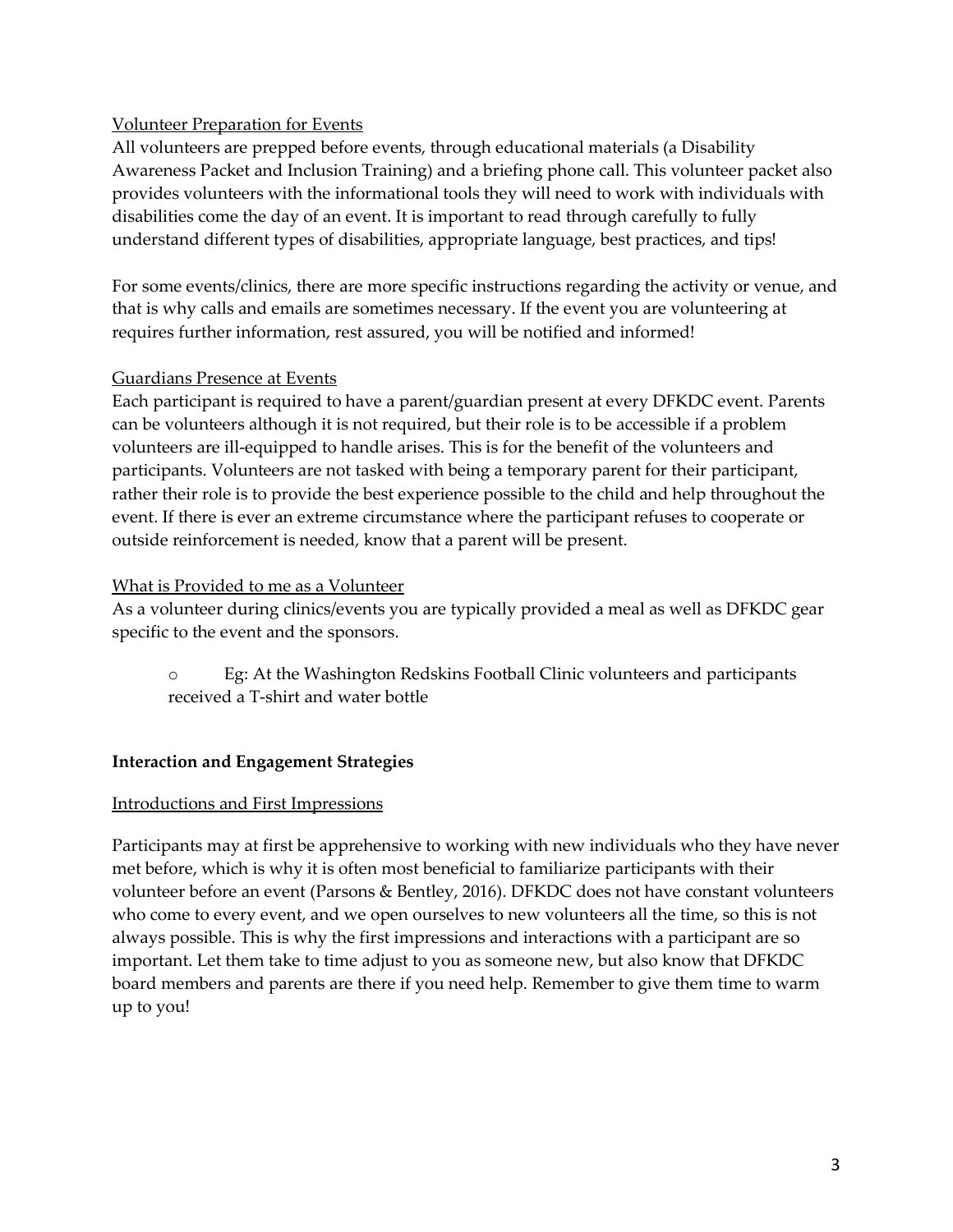Volunteer Preparation for Events

All volunteers are prepped before events, through educational materials (a Disability Awareness Packet and Inclusion Training) and a briefing phone call. This volunteer packet also provides volunteers with the informational tools they will need to work with individuals with disabilities come the day of an event. It is important to read through carefully to fully understand different types of disabilities, appropriate language, best practices, and tips!

For some events/clinics, there are more specific instructions regarding the activity or venue, and that is why calls and emails are sometimes necessary. If the event you are volunteering at requires further information, rest assured, you will be notified and informed!

Guardians Presence at Events

Each participant is required to have a parent/guardian present at every DFKDC event. Parents can be volunteers although it is not required, but their role is to be accessible if a problem volunteers are ill-equipped to handle arises. This is for the benefit of the volunteers and participants. Volunteers are not tasked with being a temporary parent for their participant, rather their role is to provide the best experience possible to the child and help throughout the event. If there is ever an extreme circumstance where the participant refuses to cooperate or outside reinforcement is needed, know that a parent will be present.

What is Provided to me as a Volunteer

As a volunteer during clinics/events you are typically provided a meal as well as DFKDC gear specific to the event and the sponsors.

- Eg: At the Washington Redskins Football Clinic volunteers and participants received a T-shirt and water bottle

**Interaction and Engagement Strategies**

Introductions and First Impressions

Participants may at first be apprehensive to working with new individuals who they have never met before, which is why it is often most beneficial to familiarize participants with their volunteer before an event (Parsons & Bentley, 2016). DFKDC does not have constant volunteers who come to every event, and we open ourselves to new volunteers all the time, so this is not always possible. This is why the first impressions and interactions with a participant are so important. Let them take to time adjust to you as someone new, but also know that DFKDC board members and parents are there if you need help. Remember to give them time to warm up to you!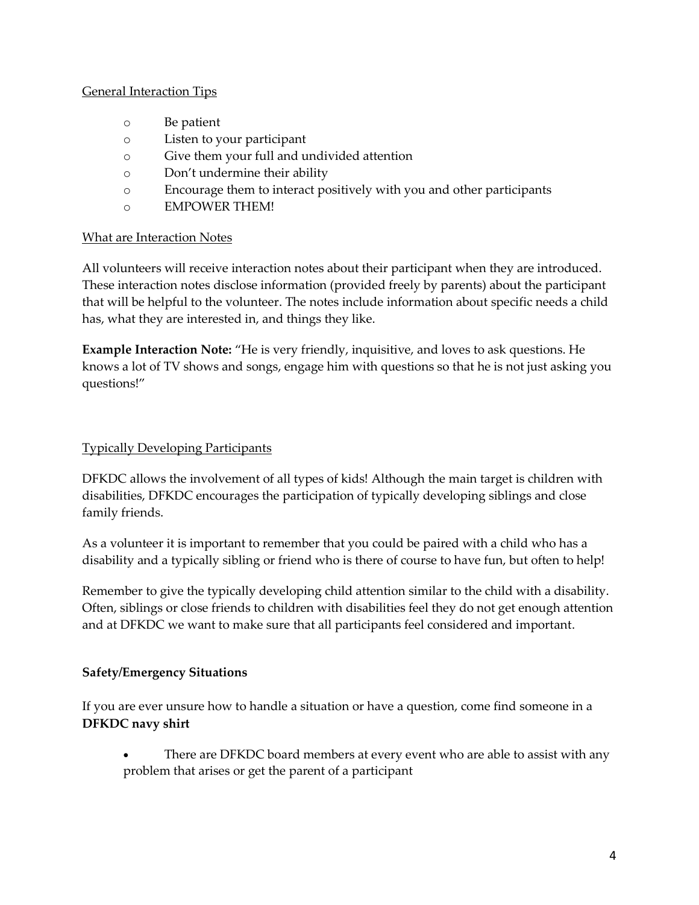General Interaction Tips

- Be patient
- Listen to your participant
- Give them your full and undivided attention
- Don't undermine their ability
- Encourage them to interact positively with you and other participants
- EMPOWER THEM!

What are Interaction Notes

All volunteers will receive interaction notes about their participant when they are introduced. These interaction notes disclose information (provided freely by parents) about the participant that will be helpful to the volunteer. The notes include information about specific needs a child has, what they are interested in, and things they like.

**Example Interaction Note:** "He is very friendly, inquisitive, and loves to ask questions. He knows a lot of TV shows and songs, engage him with questions so that he is not just asking you questions!"

Typically Developing Participants

DFKDC allows the involvement of all types of kids! Although the main target is children with disabilities, DFKDC encourages the participation of typically developing siblings and close family friends.

As a volunteer it is important to remember that you could be paired with a child who has a disability and a typically sibling or friend who is there of course to have fun, but often to help!

Remember to give the typically developing child attention similar to the child with a disability. Often, siblings or close friends to children with disabilities feel they do not get enough attention and at DFKDC we want to make sure that all participants feel considered and important.

**Safety/Emergency Situations**

If you are ever unsure how to handle a situation or have a question, come find someone in a **DFKDC navy shirt**

- There are DFKDC board members at every event who are able to assist with any problem that arises or get the parent of a participant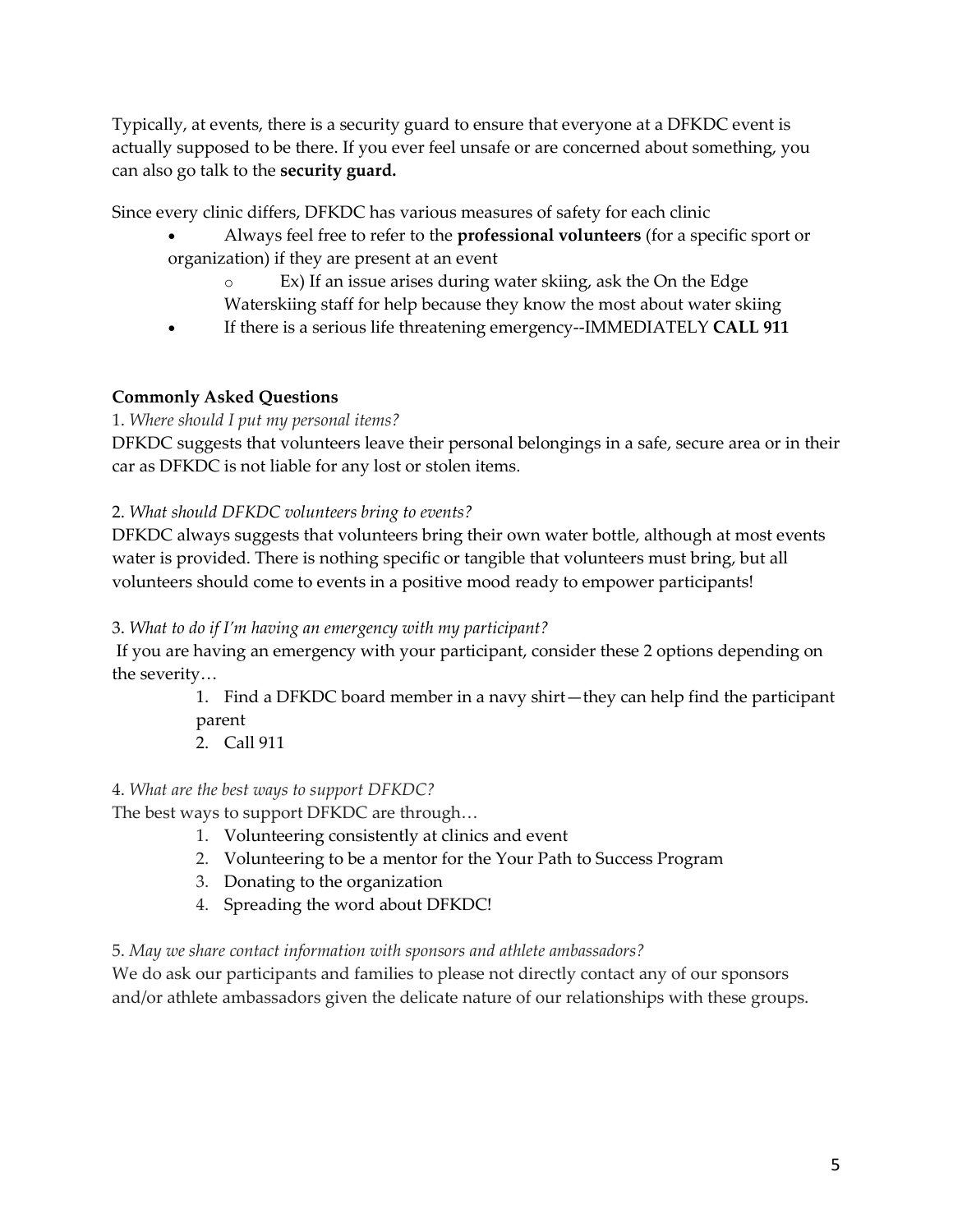Typically, at events, there is a security guard to ensure that everyone at a DFKDC event is actually supposed to be there. If you ever feel unsafe or are concerned about something, you can also go talk to the **security guard.**

Since every clinic differs, DFKDC has various measures of safety for each clinic

- Always feel free to refer to the **professional volunteers** (for a specific sport or organization) if they are present at an event
  - Ex) If an issue arises during water skiing, ask the On the Edge Waterskiing staff for help because they know the most about water skiing
- If there is a serious life threatening emergency--IMMEDIATELY **CALL 911**

**Commonly Asked Questions**

1. *Where should I put my personal items?*

DFKDC suggests that volunteers leave their personal belongings in a safe, secure area or in their car as DFKDC is not liable for any lost or stolen items.

2. *What should DFKDC volunteers bring to events?*

DFKDC always suggests that volunteers bring their own water bottle, although at most events water is provided. There is nothing specific or tangible that volunteers must bring, but all volunteers should come to events in a positive mood ready to empower participants!

3. *What to do if I'm having an emergency with my participant?*

If you are having an emergency with your participant, consider these 2 options depending on the severity…

1. Find a DFKDC board member in a navy shirt—they can help find the participant parent
2. Call 911

4. *What are the best ways to support DFKDC?*

The best ways to support DFKDC are through…

1. Volunteering consistently at clinics and event
2. Volunteering to be a mentor for the Your Path to Success Program
3. Donating to the organization
4. Spreading the word about DFKDC!

5. *May we share contact information with sponsors and athlete ambassadors?*

We do ask our participants and families to please not directly contact any of our sponsors and/or athlete ambassadors given the delicate nature of our relationships with these groups.